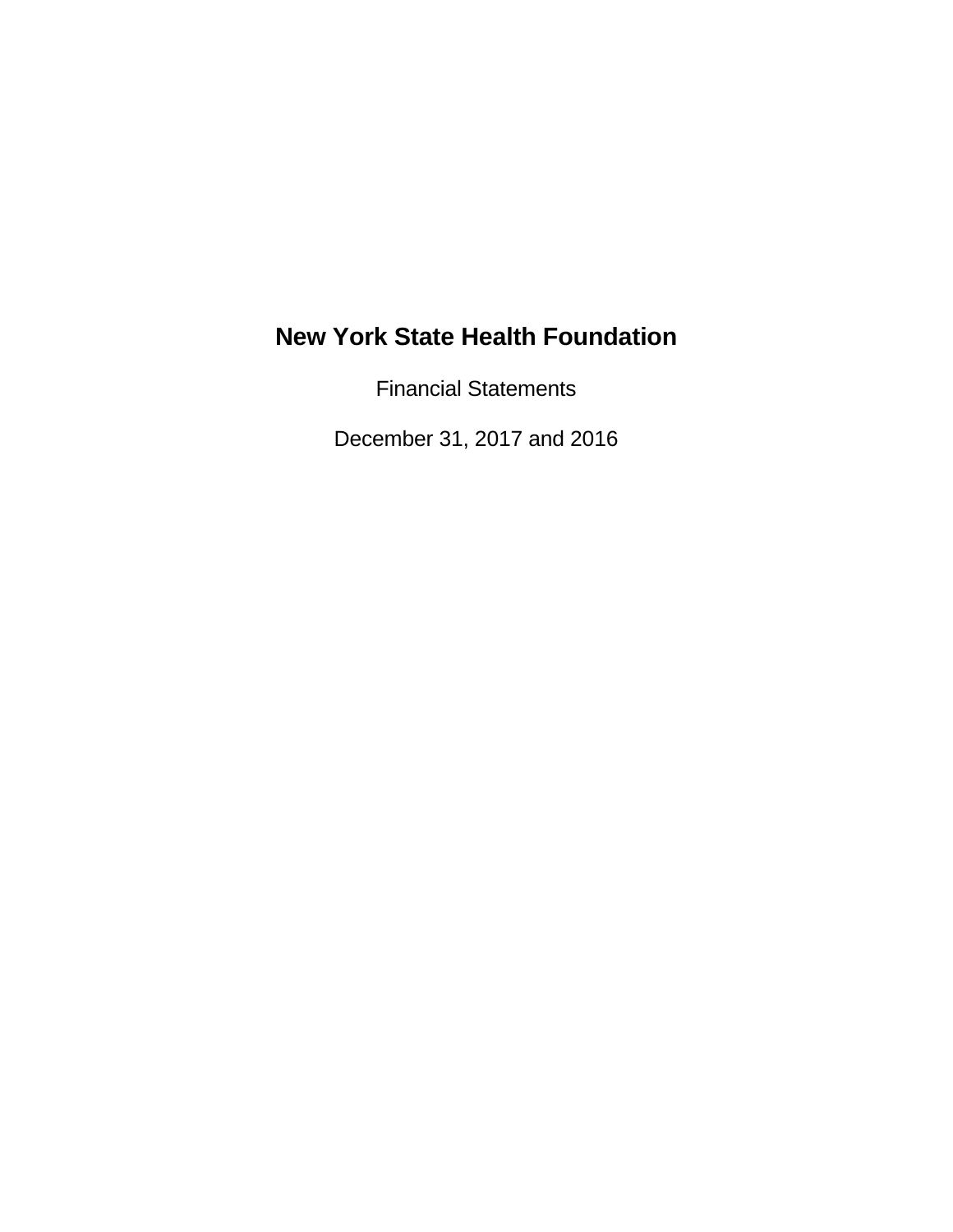# New York State Health Foundation

Financial Statements

December 31, 2017 and 2016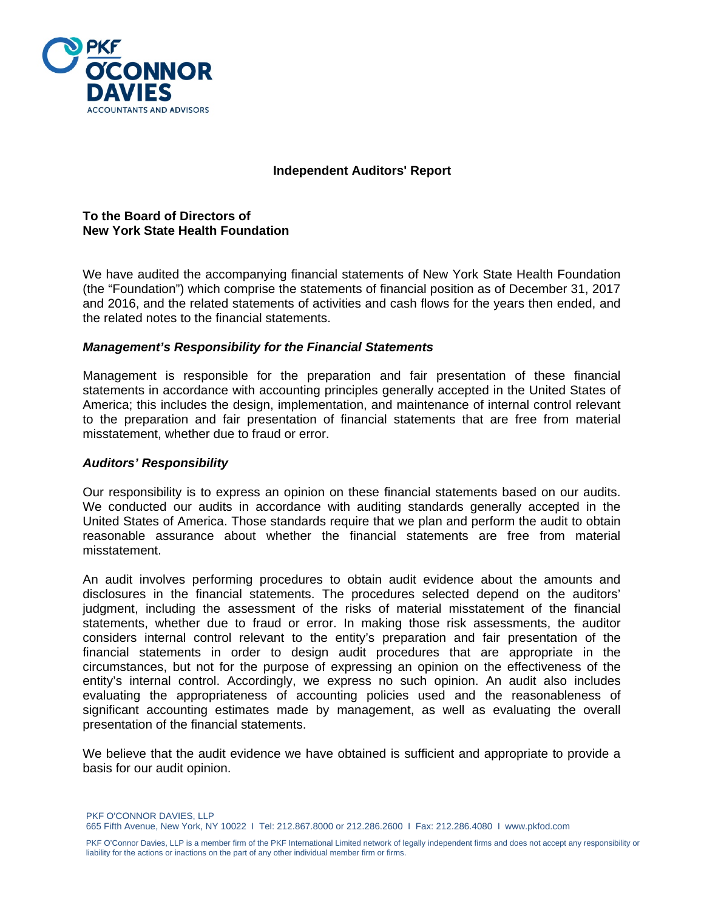# Independent Auditors' Report

**To the Board of Directors of**
**New York State Health Foundation**

We have audited the accompanying financial statements of New York State Health Foundation (the "Foundation") which comprise the statements of financial position as of December 31, 2017 and 2016, and the related statements of activities and cash flows for the years then ended, and the related notes to the financial statements.

### *Management's Responsibility for the Financial Statements*

Management is responsible for the preparation and fair presentation of these financial statements in accordance with accounting principles generally accepted in the United States of America; this includes the design, implementation, and maintenance of internal control relevant to the preparation and fair presentation of financial statements that are free from material misstatement, whether due to fraud or error.

### *Auditors' Responsibility*

Our responsibility is to express an opinion on these financial statements based on our audits. We conducted our audits in accordance with auditing standards generally accepted in the United States of America. Those standards require that we plan and perform the audit to obtain reasonable assurance about whether the financial statements are free from material misstatement.

An audit involves performing procedures to obtain audit evidence about the amounts and disclosures in the financial statements. The procedures selected depend on the auditors' judgment, including the assessment of the risks of material misstatement of the financial statements, whether due to fraud or error. In making those risk assessments, the auditor considers internal control relevant to the entity's preparation and fair presentation of the financial statements in order to design audit procedures that are appropriate in the circumstances, but not for the purpose of expressing an opinion on the effectiveness of the entity's internal control. Accordingly, we express no such opinion. An audit also includes evaluating the appropriateness of accounting policies used and the reasonableness of significant accounting estimates made by management, as well as evaluating the overall presentation of the financial statements.

We believe that the audit evidence we have obtained is sufficient and appropriate to provide a basis for our audit opinion.

PKF O'CONNOR DAVIES, LLP
665 Fifth Avenue, New York, NY 10022 I Tel: 212.867.8000 or 212.286.2600 I Fax: 212.286.4080 I www.pkfod.com

PKF O'Connor Davies, LLP is a member firm of the PKF International Limited network of legally independent firms and does not accept any responsibility or liability for the actions or inactions on the part of any other individual member firm or firms.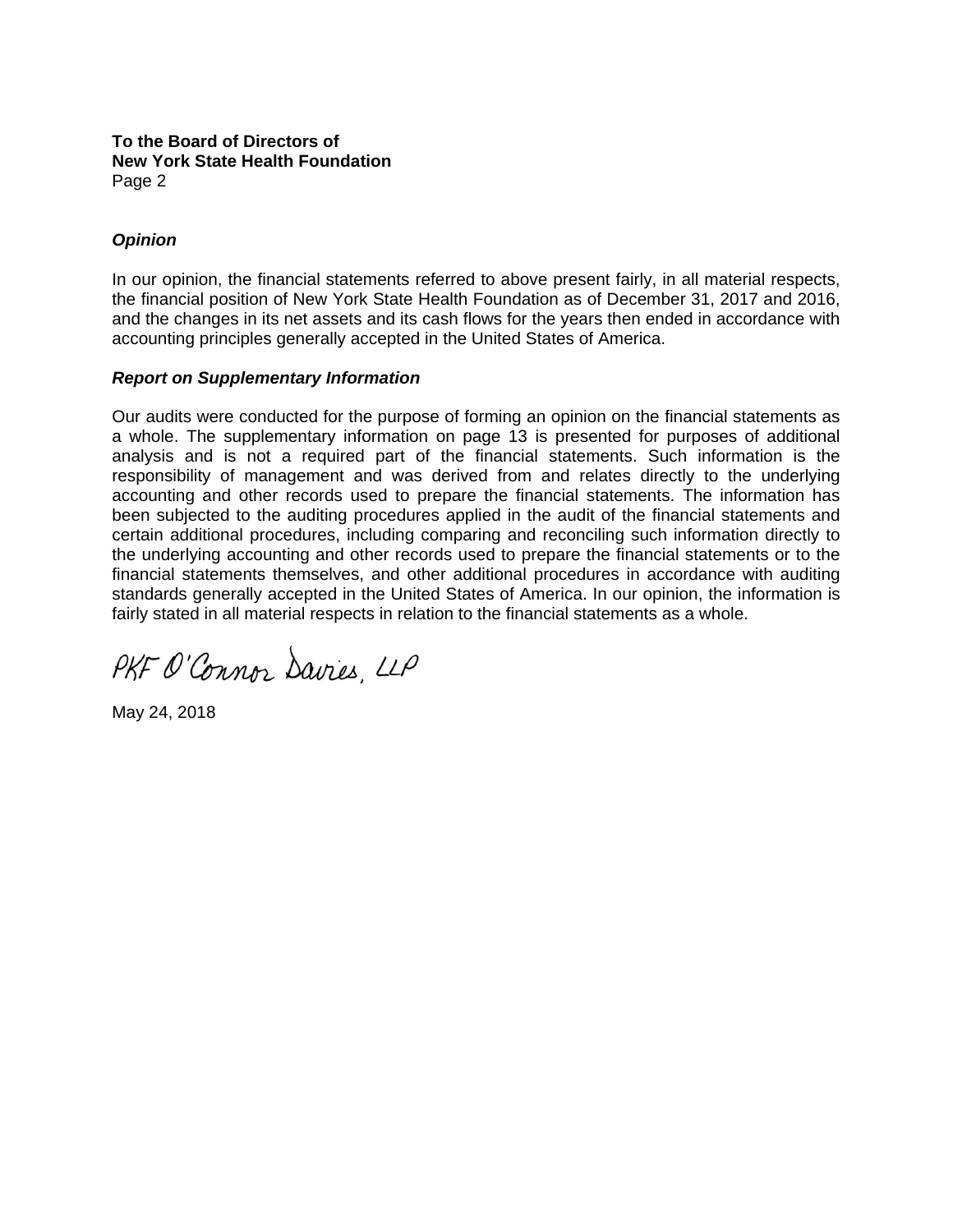**To the Board of Directors of**
**New York State Health Foundation**
Page 2

***Opinion***

In our opinion, the financial statements referred to above present fairly, in all material respects, the financial position of New York State Health Foundation as of December 31, 2017 and 2016, and the changes in its net assets and its cash flows for the years then ended in accordance with accounting principles generally accepted in the United States of America.

***Report on Supplementary Information***

Our audits were conducted for the purpose of forming an opinion on the financial statements as a whole. The supplementary information on page 13 is presented for purposes of additional analysis and is not a required part of the financial statements. Such information is the responsibility of management and was derived from and relates directly to the underlying accounting and other records used to prepare the financial statements. The information has been subjected to the auditing procedures applied in the audit of the financial statements and certain additional procedures, including comparing and reconciling such information directly to the underlying accounting and other records used to prepare the financial statements or to the financial statements themselves, and other additional procedures in accordance with auditing standards generally accepted in the United States of America. In our opinion, the information is fairly stated in all material respects in relation to the financial statements as a whole.

PKF O'Connor Davies, LLP

May 24, 2018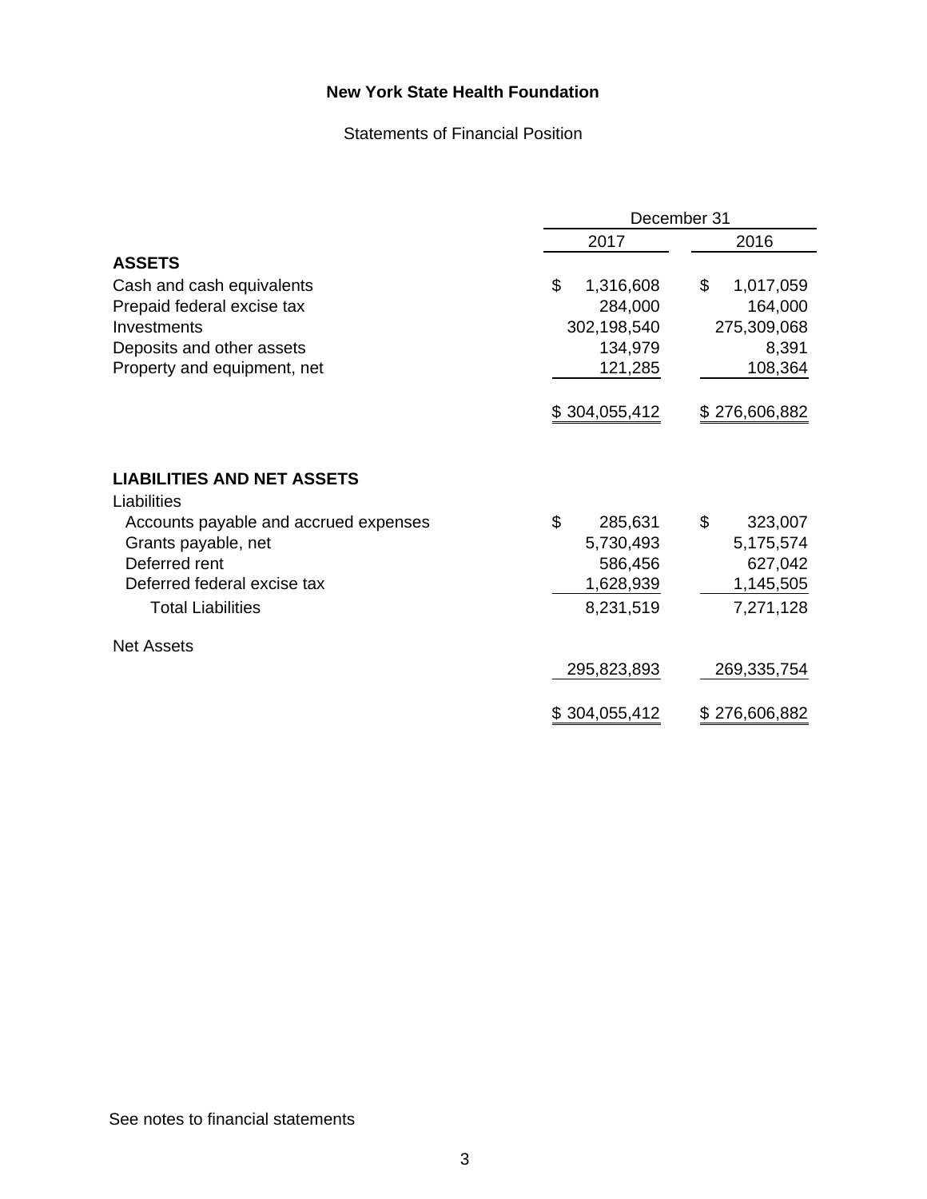**New York State Health Foundation**

Statements of Financial Position

| | December 31 | |
|---|---|---|
| | 2017 | 2016 |
| **ASSETS** | | |
| Cash and cash equivalents | $ 1,316,608 | $ 1,017,059 |
| Prepaid federal excise tax | 284,000 | 164,000 |
| Investments | 302,198,540 | 275,309,068 |
| Deposits and other assets | 134,979 | 8,391 |
| Property and equipment, net | 121,285 | 108,364 |
| | $ 304,055,412 | $ 276,606,882 |
| **LIABILITIES AND NET ASSETS** | | |
| Liabilities | | |
| Accounts payable and accrued expenses | $ 285,631 | $ 323,007 |
| Grants payable, net | 5,730,493 | 5,175,574 |
| Deferred rent | 586,456 | 627,042 |
| Deferred federal excise tax | 1,628,939 | 1,145,505 |
| Total Liabilities | 8,231,519 | 7,271,128 |
| Net Assets | 295,823,893 | 269,335,754 |
| | $ 304,055,412 | $ 276,606,882 |

See notes to financial statements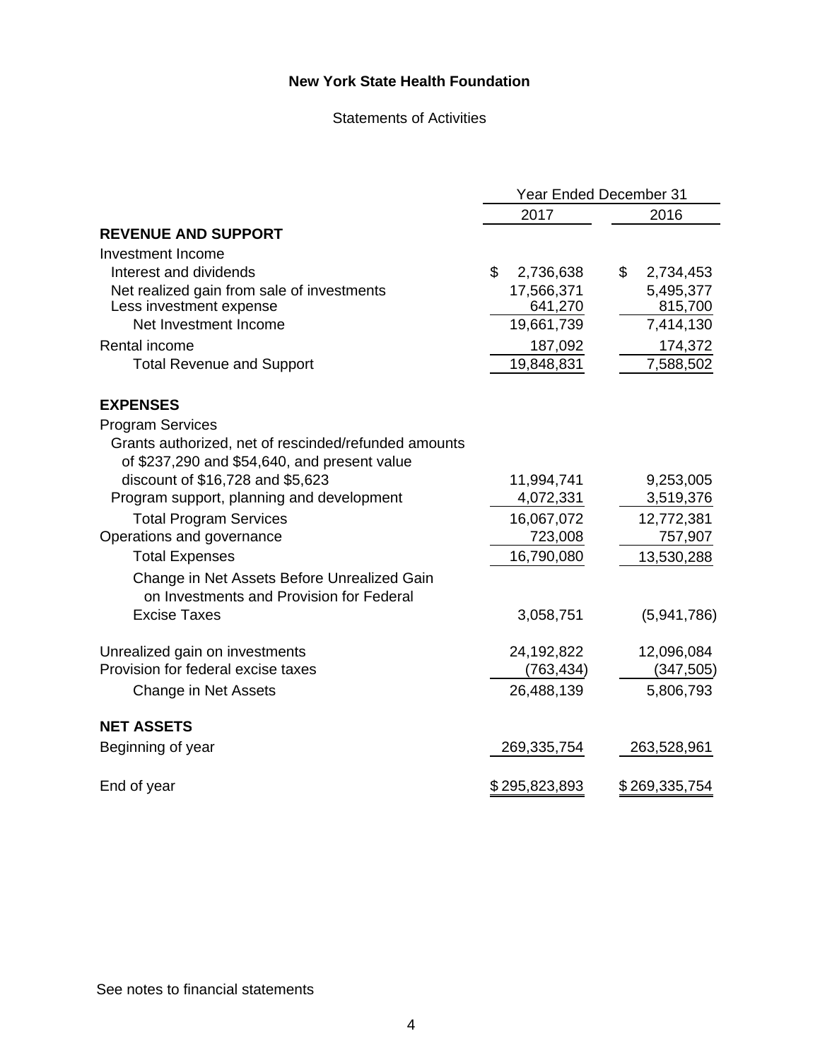# New York State Health Foundation

Statements of Activities

| | Year Ended December 31 | |
|---|---|---|
| | 2017 | 2016 |
| **REVENUE AND SUPPORT** | | |
| Investment Income | | |
| Interest and dividends | $ 2,736,638 | $ 2,734,453 |
| Net realized gain from sale of investments | 17,566,371 | 5,495,377 |
| Less investment expense | 641,270 | 815,700 |
| Net Investment Income | 19,661,739 | 7,414,130 |
| Rental income | 187,092 | 174,372 |
| Total Revenue and Support | 19,848,831 | 7,588,502 |
| **EXPENSES** | | |
| Program Services | | |
| Grants authorized, net of rescinded/refunded amounts of $237,290 and $54,640, and present value discount of $16,728 and $5,623 | 11,994,741 | 9,253,005 |
| Program support, planning and development | 4,072,331 | 3,519,376 |
| Total Program Services | 16,067,072 | 12,772,381 |
| Operations and governance | 723,008 | 757,907 |
| Total Expenses | 16,790,080 | 13,530,288 |
| Change in Net Assets Before Unrealized Gain on Investments and Provision for Federal Excise Taxes | 3,058,751 | (5,941,786) |
| Unrealized gain on investments | 24,192,822 | 12,096,084 |
| Provision for federal excise taxes | (763,434) | (347,505) |
| Change in Net Assets | 26,488,139 | 5,806,793 |
| **NET ASSETS** | | |
| Beginning of year | 269,335,754 | 263,528,961 |
| End of year | $ 295,823,893 | $ 269,335,754 |

See notes to financial statements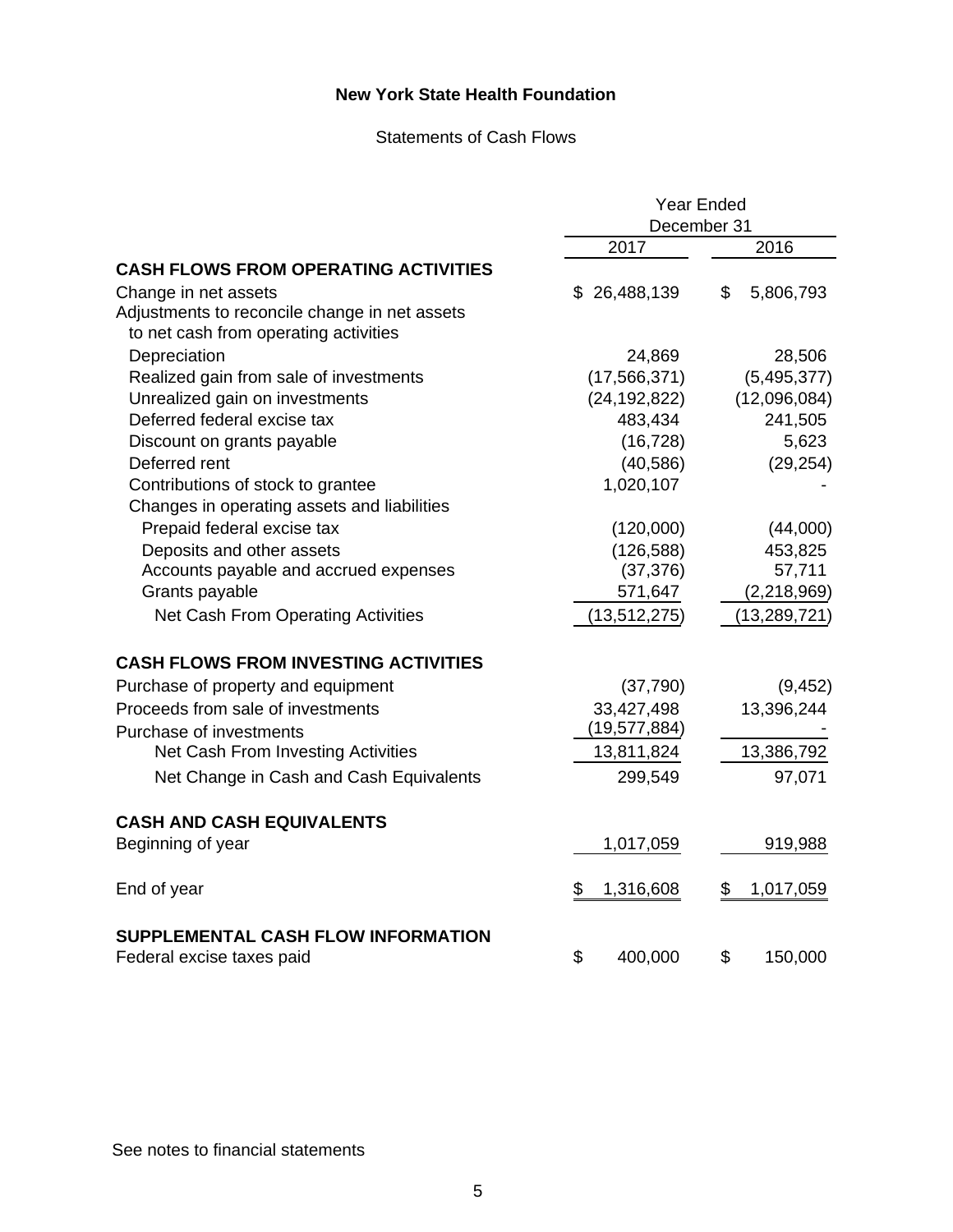# New York State Health Foundation

## Statements of Cash Flows

| | Year Ended December 31 | |
|---|---|---|
| | 2017 | 2016 |
| **CASH FLOWS FROM OPERATING ACTIVITIES** | | |
| Change in net assets | $ 26,488,139 | $ 5,806,793 |
| Adjustments to reconcile change in net assets to net cash from operating activities | | |
| Depreciation | 24,869 | 28,506 |
| Realized gain from sale of investments | (17,566,371) | (5,495,377) |
| Unrealized gain on investments | (24,192,822) | (12,096,084) |
| Deferred federal excise tax | 483,434 | 241,505 |
| Discount on grants payable | (16,728) | 5,623 |
| Deferred rent | (40,586) | (29,254) |
| Contributions of stock to grantee | 1,020,107 | - |
| Changes in operating assets and liabilities | | |
| Prepaid federal excise tax | (120,000) | (44,000) |
| Deposits and other assets | (126,588) | 453,825 |
| Accounts payable and accrued expenses | (37,376) | 57,711 |
| Grants payable | 571,647 | (2,218,969) |
| Net Cash From Operating Activities | (13,512,275) | (13,289,721) |
| **CASH FLOWS FROM INVESTING ACTIVITIES** | | |
| Purchase of property and equipment | (37,790) | (9,452) |
| Proceeds from sale of investments | 33,427,498 | 13,396,244 |
| Purchase of investments | (19,577,884) | - |
| Net Cash From Investing Activities | 13,811,824 | 13,386,792 |
| Net Change in Cash and Cash Equivalents | 299,549 | 97,071 |
| **CASH AND CASH EQUIVALENTS** | | |
| Beginning of year | 1,017,059 | 919,988 |
| End of year | $ 1,316,608 | $ 1,017,059 |
| **SUPPLEMENTAL CASH FLOW INFORMATION** | | |
| Federal excise taxes paid | $ 400,000 | $ 150,000 |

See notes to financial statements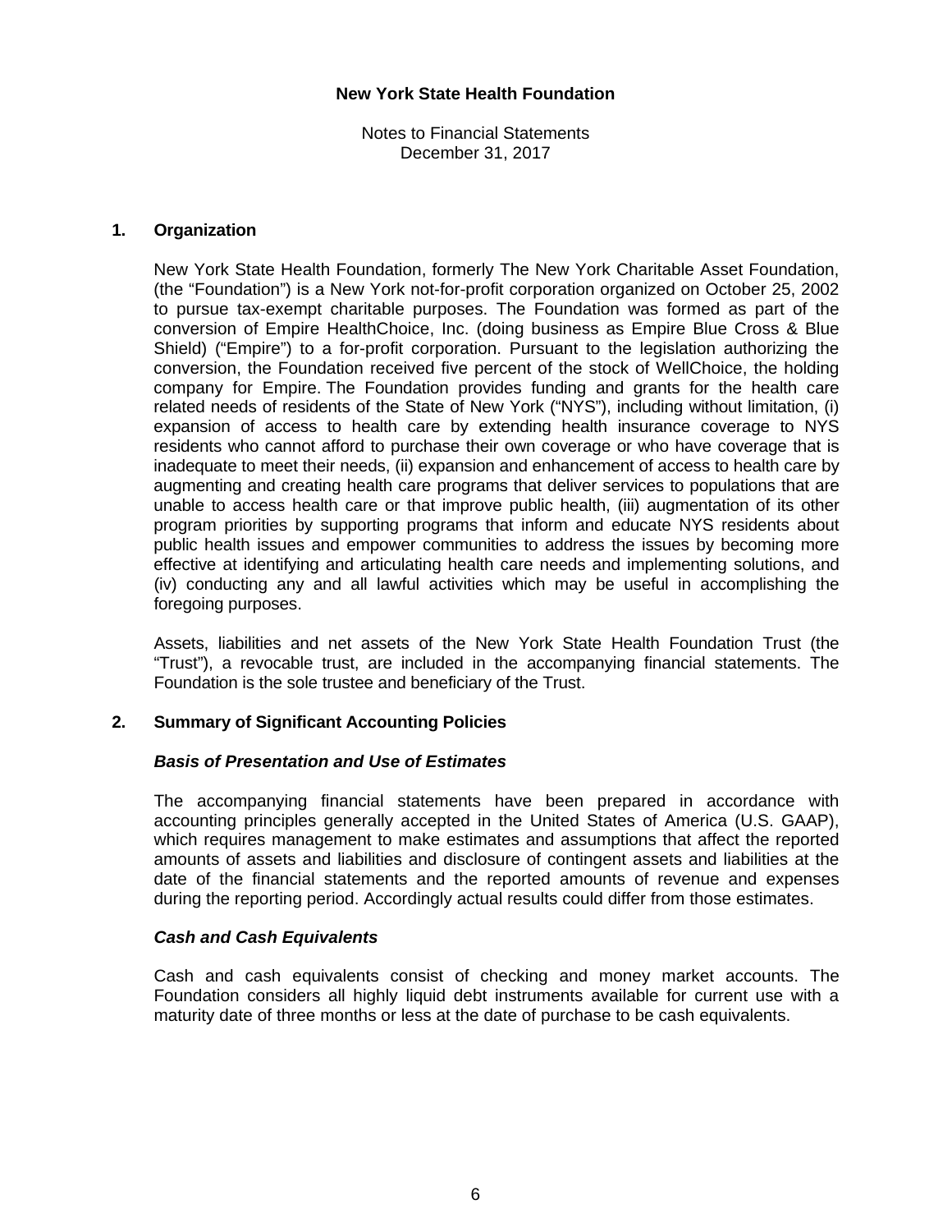# New York State Health Foundation

Notes to Financial Statements
December 31, 2017

## 1. Organization

New York State Health Foundation, formerly The New York Charitable Asset Foundation, (the "Foundation") is a New York not-for-profit corporation organized on October 25, 2002 to pursue tax-exempt charitable purposes. The Foundation was formed as part of the conversion of Empire HealthChoice, Inc. (doing business as Empire Blue Cross & Blue Shield) ("Empire") to a for-profit corporation. Pursuant to the legislation authorizing the conversion, the Foundation received five percent of the stock of WellChoice, the holding company for Empire. The Foundation provides funding and grants for the health care related needs of residents of the State of New York ("NYS"), including without limitation, (i) expansion of access to health care by extending health insurance coverage to NYS residents who cannot afford to purchase their own coverage or who have coverage that is inadequate to meet their needs, (ii) expansion and enhancement of access to health care by augmenting and creating health care programs that deliver services to populations that are unable to access health care or that improve public health, (iii) augmentation of its other program priorities by supporting programs that inform and educate NYS residents about public health issues and empower communities to address the issues by becoming more effective at identifying and articulating health care needs and implementing solutions, and (iv) conducting any and all lawful activities which may be useful in accomplishing the foregoing purposes.

Assets, liabilities and net assets of the New York State Health Foundation Trust (the "Trust"), a revocable trust, are included in the accompanying financial statements. The Foundation is the sole trustee and beneficiary of the Trust.

## 2. Summary of Significant Accounting Policies

### *Basis of Presentation and Use of Estimates*

The accompanying financial statements have been prepared in accordance with accounting principles generally accepted in the United States of America (U.S. GAAP), which requires management to make estimates and assumptions that affect the reported amounts of assets and liabilities and disclosure of contingent assets and liabilities at the date of the financial statements and the reported amounts of revenue and expenses during the reporting period. Accordingly actual results could differ from those estimates.

### *Cash and Cash Equivalents*

Cash and cash equivalents consist of checking and money market accounts. The Foundation considers all highly liquid debt instruments available for current use with a maturity date of three months or less at the date of purchase to be cash equivalents.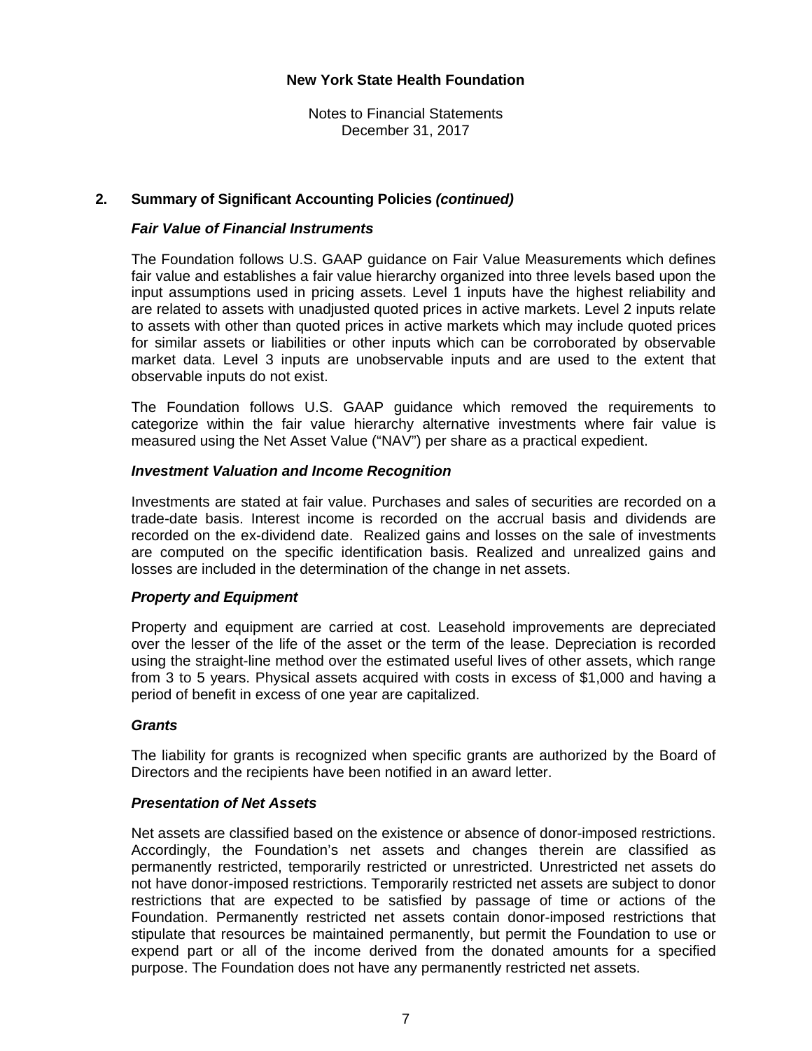## 2. Summary of Significant Accounting Policies *(continued)*

### *Fair Value of Financial Instruments*

The Foundation follows U.S. GAAP guidance on Fair Value Measurements which defines fair value and establishes a fair value hierarchy organized into three levels based upon the input assumptions used in pricing assets. Level 1 inputs have the highest reliability and are related to assets with unadjusted quoted prices in active markets. Level 2 inputs relate to assets with other than quoted prices in active markets which may include quoted prices for similar assets or liabilities or other inputs which can be corroborated by observable market data. Level 3 inputs are unobservable inputs and are used to the extent that observable inputs do not exist.

The Foundation follows U.S. GAAP guidance which removed the requirements to categorize within the fair value hierarchy alternative investments where fair value is measured using the Net Asset Value ("NAV") per share as a practical expedient.

### *Investment Valuation and Income Recognition*

Investments are stated at fair value. Purchases and sales of securities are recorded on a trade-date basis. Interest income is recorded on the accrual basis and dividends are recorded on the ex-dividend date. Realized gains and losses on the sale of investments are computed on the specific identification basis. Realized and unrealized gains and losses are included in the determination of the change in net assets.

### *Property and Equipment*

Property and equipment are carried at cost. Leasehold improvements are depreciated over the lesser of the life of the asset or the term of the lease. Depreciation is recorded using the straight-line method over the estimated useful lives of other assets, which range from 3 to 5 years. Physical assets acquired with costs in excess of $1,000 and having a period of benefit in excess of one year are capitalized.

### *Grants*

The liability for grants is recognized when specific grants are authorized by the Board of Directors and the recipients have been notified in an award letter.

### *Presentation of Net Assets*

Net assets are classified based on the existence or absence of donor-imposed restrictions. Accordingly, the Foundation's net assets and changes therein are classified as permanently restricted, temporarily restricted or unrestricted. Unrestricted net assets do not have donor-imposed restrictions. Temporarily restricted net assets are subject to donor restrictions that are expected to be satisfied by passage of time or actions of the Foundation. Permanently restricted net assets contain donor-imposed restrictions that stipulate that resources be maintained permanently, but permit the Foundation to use or expend part or all of the income derived from the donated amounts for a specified purpose. The Foundation does not have any permanently restricted net assets.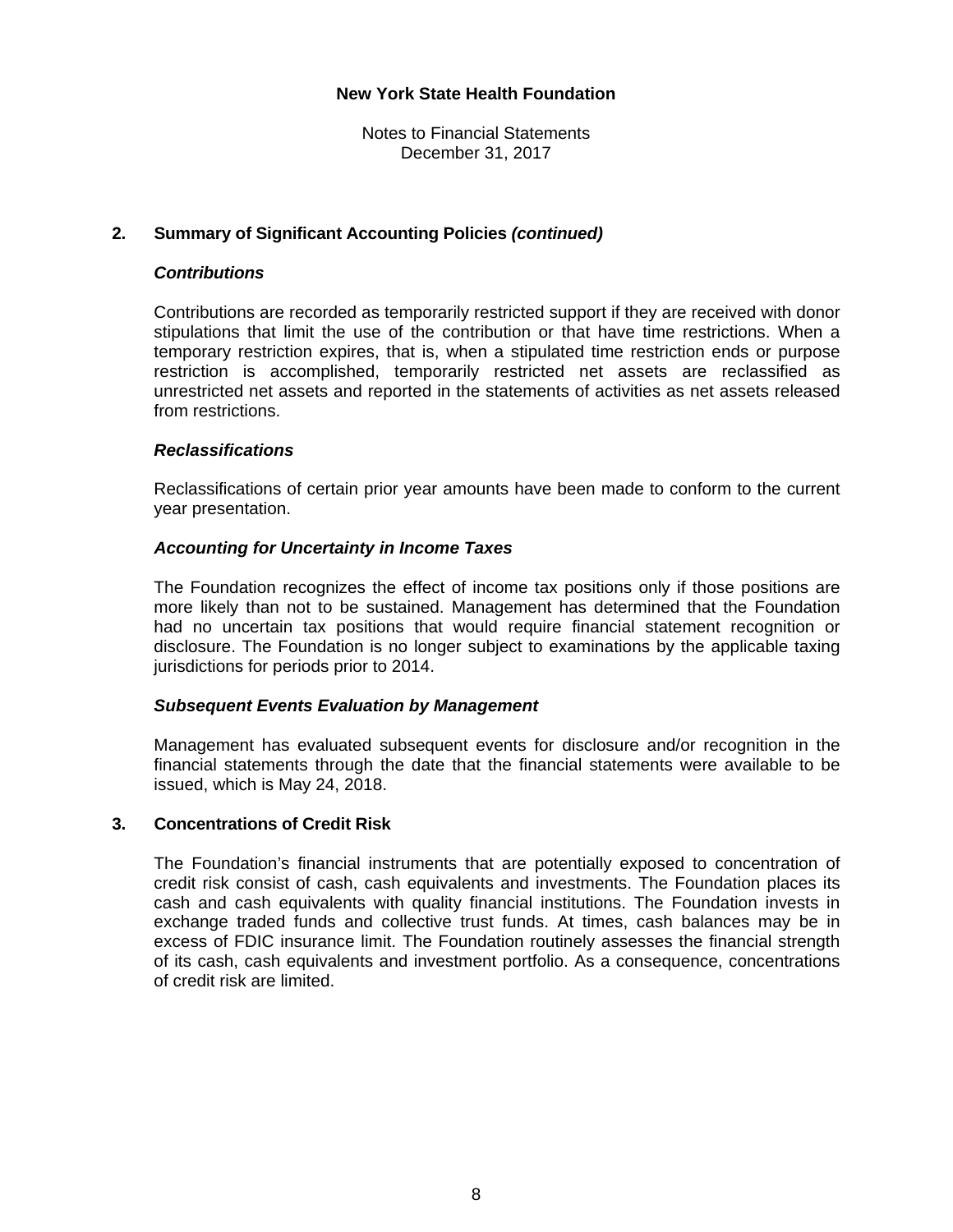## 2. Summary of Significant Accounting Policies *(continued)*

### *Contributions*

Contributions are recorded as temporarily restricted support if they are received with donor stipulations that limit the use of the contribution or that have time restrictions. When a temporary restriction expires, that is, when a stipulated time restriction ends or purpose restriction is accomplished, temporarily restricted net assets are reclassified as unrestricted net assets and reported in the statements of activities as net assets released from restrictions.

### *Reclassifications*

Reclassifications of certain prior year amounts have been made to conform to the current year presentation.

### *Accounting for Uncertainty in Income Taxes*

The Foundation recognizes the effect of income tax positions only if those positions are more likely than not to be sustained. Management has determined that the Foundation had no uncertain tax positions that would require financial statement recognition or disclosure. The Foundation is no longer subject to examinations by the applicable taxing jurisdictions for periods prior to 2014.

### *Subsequent Events Evaluation by Management*

Management has evaluated subsequent events for disclosure and/or recognition in the financial statements through the date that the financial statements were available to be issued, which is May 24, 2018.

## 3. Concentrations of Credit Risk

The Foundation's financial instruments that are potentially exposed to concentration of credit risk consist of cash, cash equivalents and investments. The Foundation places its cash and cash equivalents with quality financial institutions. The Foundation invests in exchange traded funds and collective trust funds. At times, cash balances may be in excess of FDIC insurance limit. The Foundation routinely assesses the financial strength of its cash, cash equivalents and investment portfolio. As a consequence, concentrations of credit risk are limited.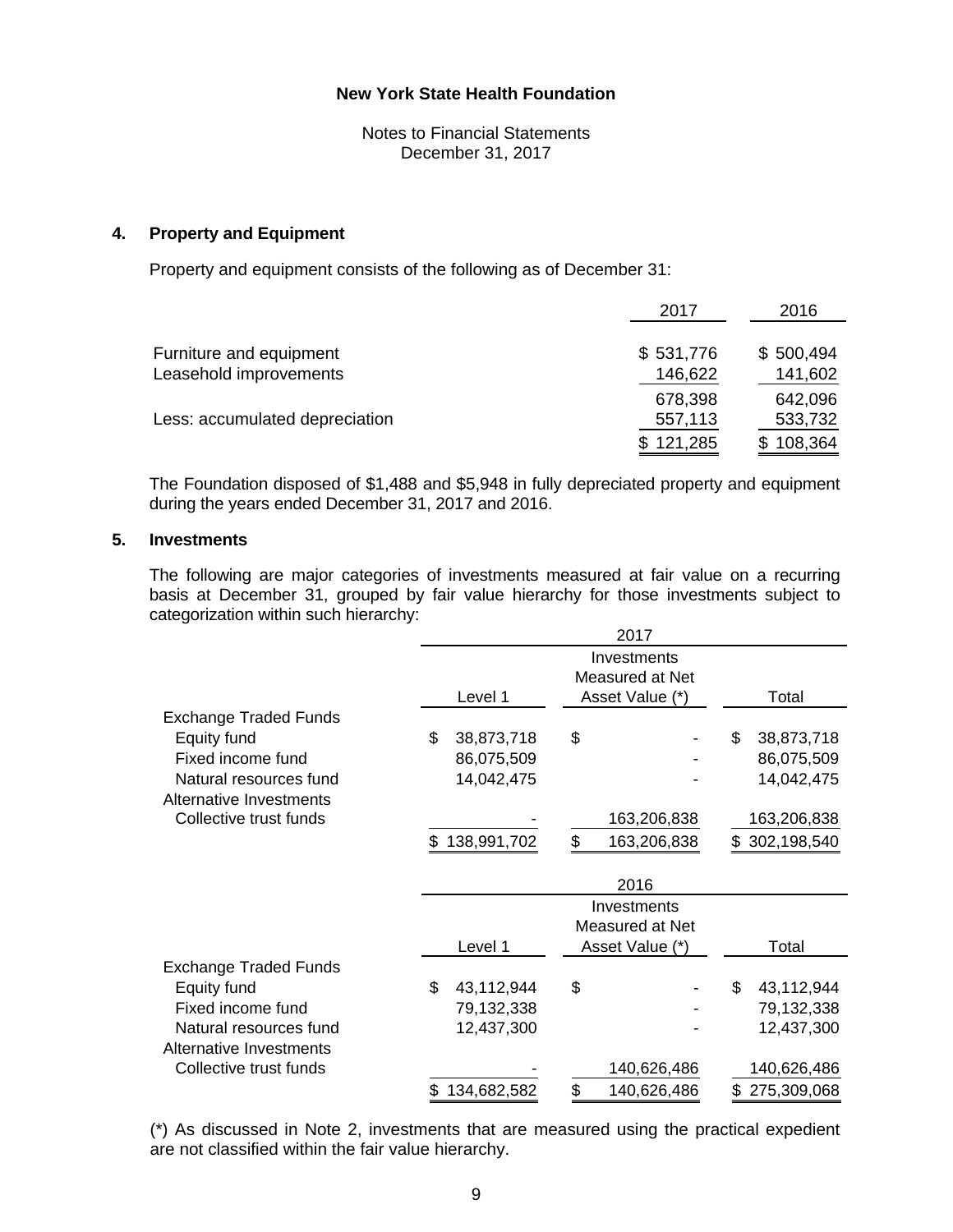New York State Health Foundation

Notes to Financial Statements
December 31, 2017

## 4. Property and Equipment

Property and equipment consists of the following as of December 31:

| | 2017 | 2016 |
|---|---|---|
| Furniture and equipment | $ 531,776 | $ 500,494 |
| Leasehold improvements | 146,622 | 141,602 |
| | 678,398 | 642,096 |
| Less: accumulated depreciation | 557,113 | 533,732 |
| | $ 121,285 | $ 108,364 |

The Foundation disposed of $1,488 and $5,948 in fully depreciated property and equipment during the years ended December 31, 2017 and 2016.

## 5. Investments

The following are major categories of investments measured at fair value on a recurring basis at December 31, grouped by fair value hierarchy for those investments subject to categorization within such hierarchy:

| | 2017 | | |
|---|---|---|---|
| | Level 1 | Investments Measured at Net Asset Value (*) | Total |
| Exchange Traded Funds | | | |
| Equity fund | $ 38,873,718 | $ - | $ 38,873,718 |
| Fixed income fund | 86,075,509 | - | 86,075,509 |
| Natural resources fund | 14,042,475 | - | 14,042,475 |
| Alternative Investments | | | |
| Collective trust funds | - | 163,206,838 | 163,206,838 |
| | $ 138,991,702 | $ 163,206,838 | $ 302,198,540 |

| | 2016 | | |
|---|---|---|---|
| | Level 1 | Investments Measured at Net Asset Value (*) | Total |
| Exchange Traded Funds | | | |
| Equity fund | $ 43,112,944 | $ - | $ 43,112,944 |
| Fixed income fund | 79,132,338 | - | 79,132,338 |
| Natural resources fund | 12,437,300 | - | 12,437,300 |
| Alternative Investments | | | |
| Collective trust funds | - | 140,626,486 | 140,626,486 |
| | $ 134,682,582 | $ 140,626,486 | $ 275,309,068 |

(*) As discussed in Note 2, investments that are measured using the practical expedient are not classified within the fair value hierarchy.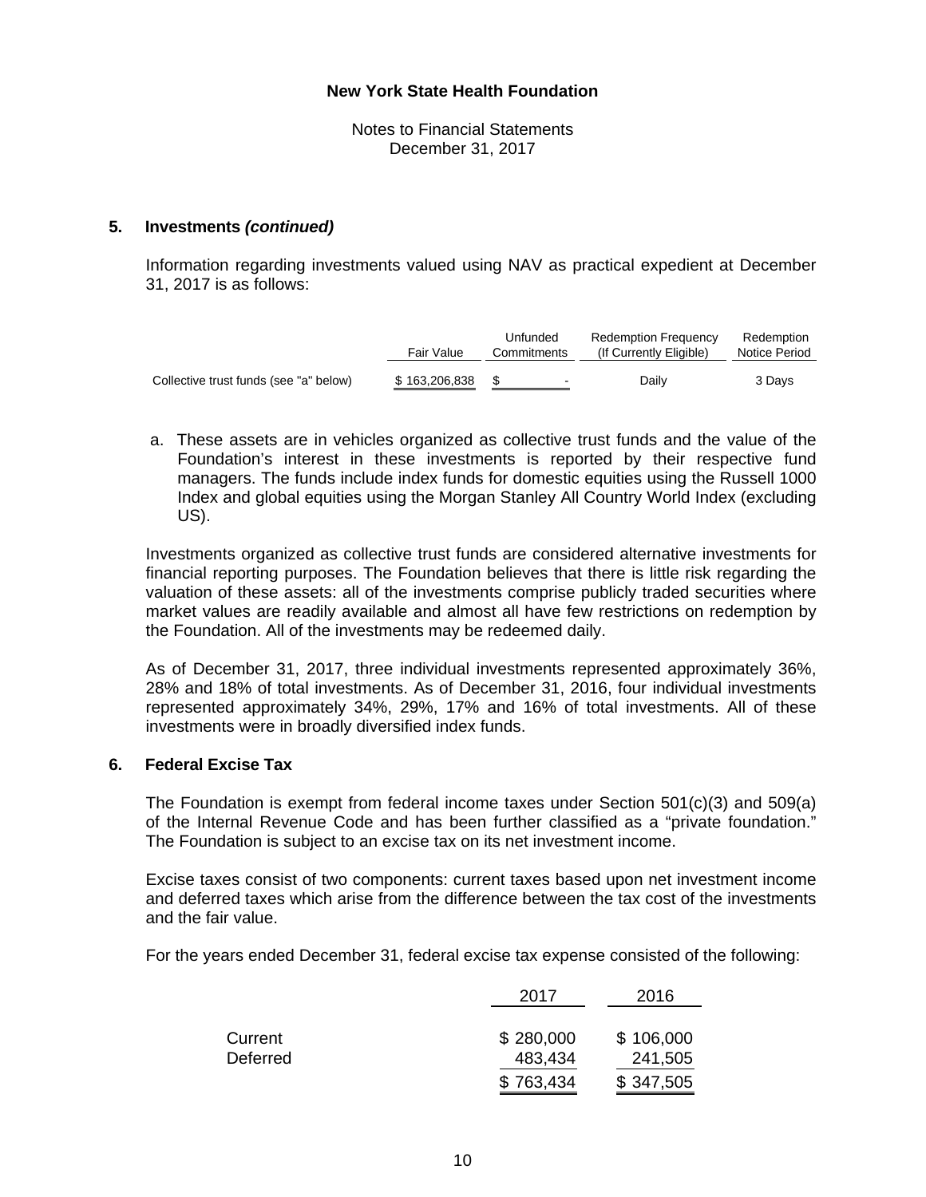### New York State Health Foundation

Notes to Financial Statements
December 31, 2017

## 5. Investments *(continued)*

Information regarding investments valued using NAV as practical expedient at December 31, 2017 is as follows:

| | Fair Value | Unfunded Commitments | Redemption Frequency (If Currently Eligible) | Redemption Notice Period |
|---|---|---|---|---|
| Collective trust funds (see "a" below) | $ 163,206,838 | $ - | Daily | 3 Days |

a. These assets are in vehicles organized as collective trust funds and the value of the Foundation's interest in these investments is reported by their respective fund managers. The funds include index funds for domestic equities using the Russell 1000 Index and global equities using the Morgan Stanley All Country World Index (excluding US).

Investments organized as collective trust funds are considered alternative investments for financial reporting purposes. The Foundation believes that there is little risk regarding the valuation of these assets: all of the investments comprise publicly traded securities where market values are readily available and almost all have few restrictions on redemption by the Foundation. All of the investments may be redeemed daily.

As of December 31, 2017, three individual investments represented approximately 36%, 28% and 18% of total investments. As of December 31, 2016, four individual investments represented approximately 34%, 29%, 17% and 16% of total investments. All of these investments were in broadly diversified index funds.

## 6. Federal Excise Tax

The Foundation is exempt from federal income taxes under Section 501(c)(3) and 509(a) of the Internal Revenue Code and has been further classified as a "private foundation." The Foundation is subject to an excise tax on its net investment income.

Excise taxes consist of two components: current taxes based upon net investment income and deferred taxes which arise from the difference between the tax cost of the investments and the fair value.

For the years ended December 31, federal excise tax expense consisted of the following:

| | 2017 | 2016 |
|---|---|---|
| Current | $ 280,000 | $ 106,000 |
| Deferred | 483,434 | 241,505 |
| | $ 763,434 | $ 347,505 |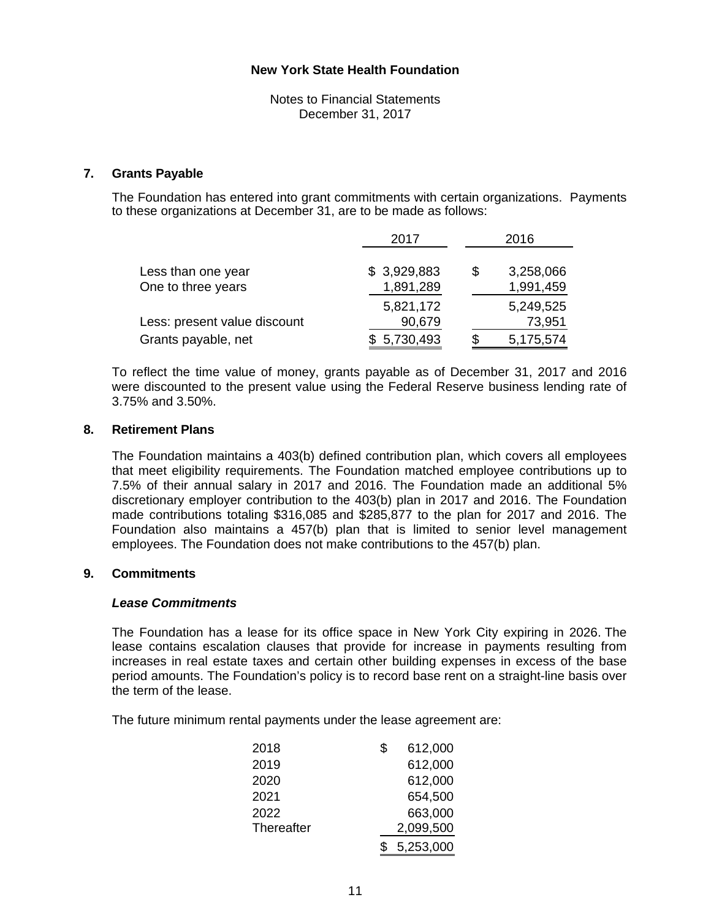New York State Health Foundation

Notes to Financial Statements
December 31, 2017

## 7. Grants Payable

The Foundation has entered into grant commitments with certain organizations. Payments to these organizations at December 31, are to be made as follows:

| | 2017 | 2016 |
|---|---|---|
| Less than one year | $ 3,929,883 | $ 3,258,066 |
| One to three years | 1,891,289 | 1,991,459 |
| | 5,821,172 | 5,249,525 |
| Less: present value discount | 90,679 | 73,951 |
| Grants payable, net | $ 5,730,493 | $ 5,175,574 |

To reflect the time value of money, grants payable as of December 31, 2017 and 2016 were discounted to the present value using the Federal Reserve business lending rate of 3.75% and 3.50%.

## 8. Retirement Plans

The Foundation maintains a 403(b) defined contribution plan, which covers all employees that meet eligibility requirements. The Foundation matched employee contributions up to 7.5% of their annual salary in 2017 and 2016. The Foundation made an additional 5% discretionary employer contribution to the 403(b) plan in 2017 and 2016. The Foundation made contributions totaling $316,085 and $285,877 to the plan for 2017 and 2016. The Foundation also maintains a 457(b) plan that is limited to senior level management employees. The Foundation does not make contributions to the 457(b) plan.

## 9. Commitments

### *Lease Commitments*

The Foundation has a lease for its office space in New York City expiring in 2026. The lease contains escalation clauses that provide for increase in payments resulting from increases in real estate taxes and certain other building expenses in excess of the base period amounts. The Foundation's policy is to record base rent on a straight-line basis over the term of the lease.

The future minimum rental payments under the lease agreement are:

| | |
|---|---|
| 2018 | $ 612,000 |
| 2019 | 612,000 |
| 2020 | 612,000 |
| 2021 | 654,500 |
| 2022 | 663,000 |
| Thereafter | 2,099,500 |
| | $ 5,253,000 |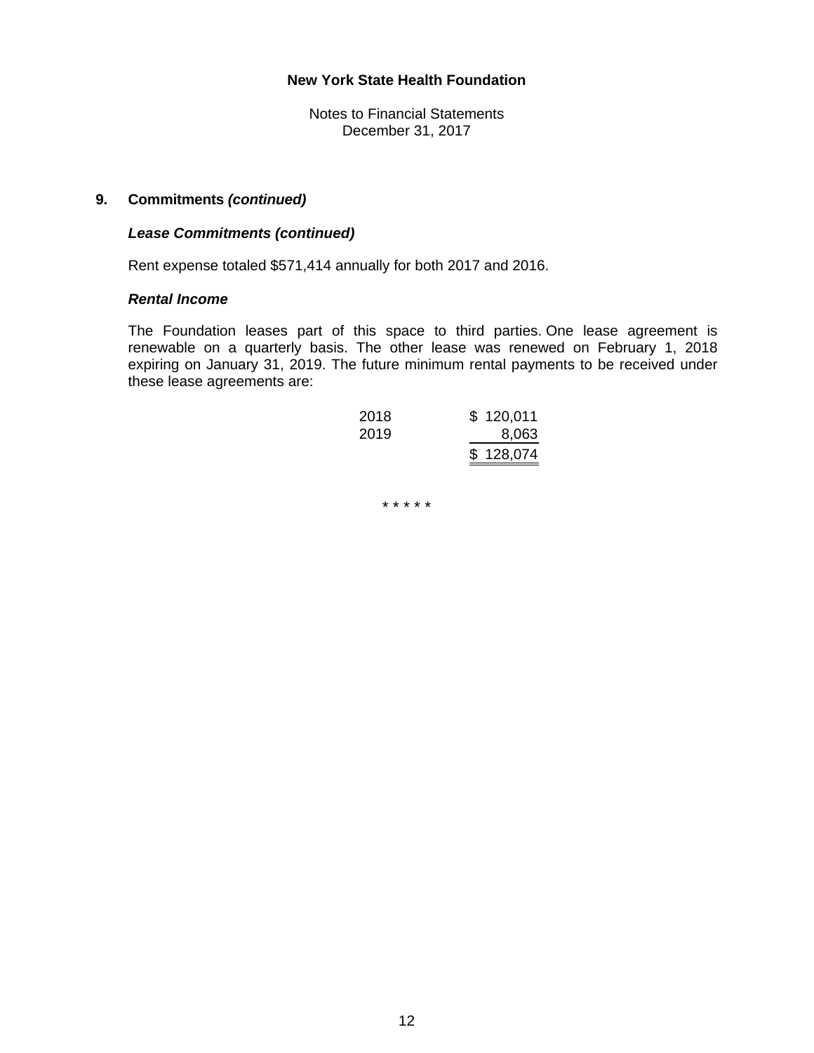**New York State Health Foundation**

Notes to Financial Statements
December 31, 2017

## 9. Commitments *(continued)*

### *Lease Commitments (continued)*

Rent expense totaled $571,414 annually for both 2017 and 2016.

### *Rental Income*

The Foundation leases part of this space to third parties. One lease agreement is renewable on a quarterly basis. The other lease was renewed on February 1, 2018 expiring on January 31, 2019. The future minimum rental payments to be received under these lease agreements are:

| | |
|---|---|
| 2018 | $ 120,011 |
| 2019 | 8,063 |
| | $ 128,074 |

* * * * *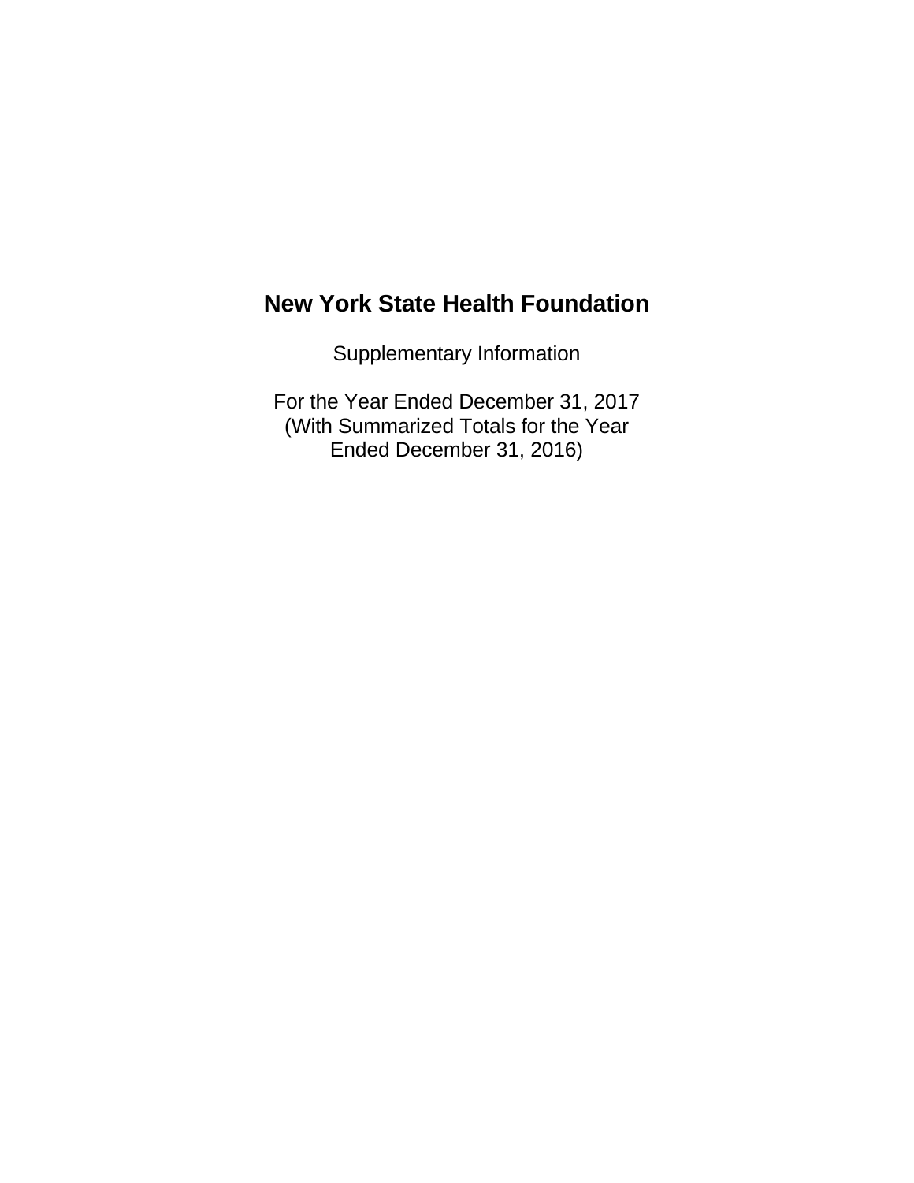# New York State Health Foundation

Supplementary Information

For the Year Ended December 31, 2017
(With Summarized Totals for the Year
Ended December 31, 2016)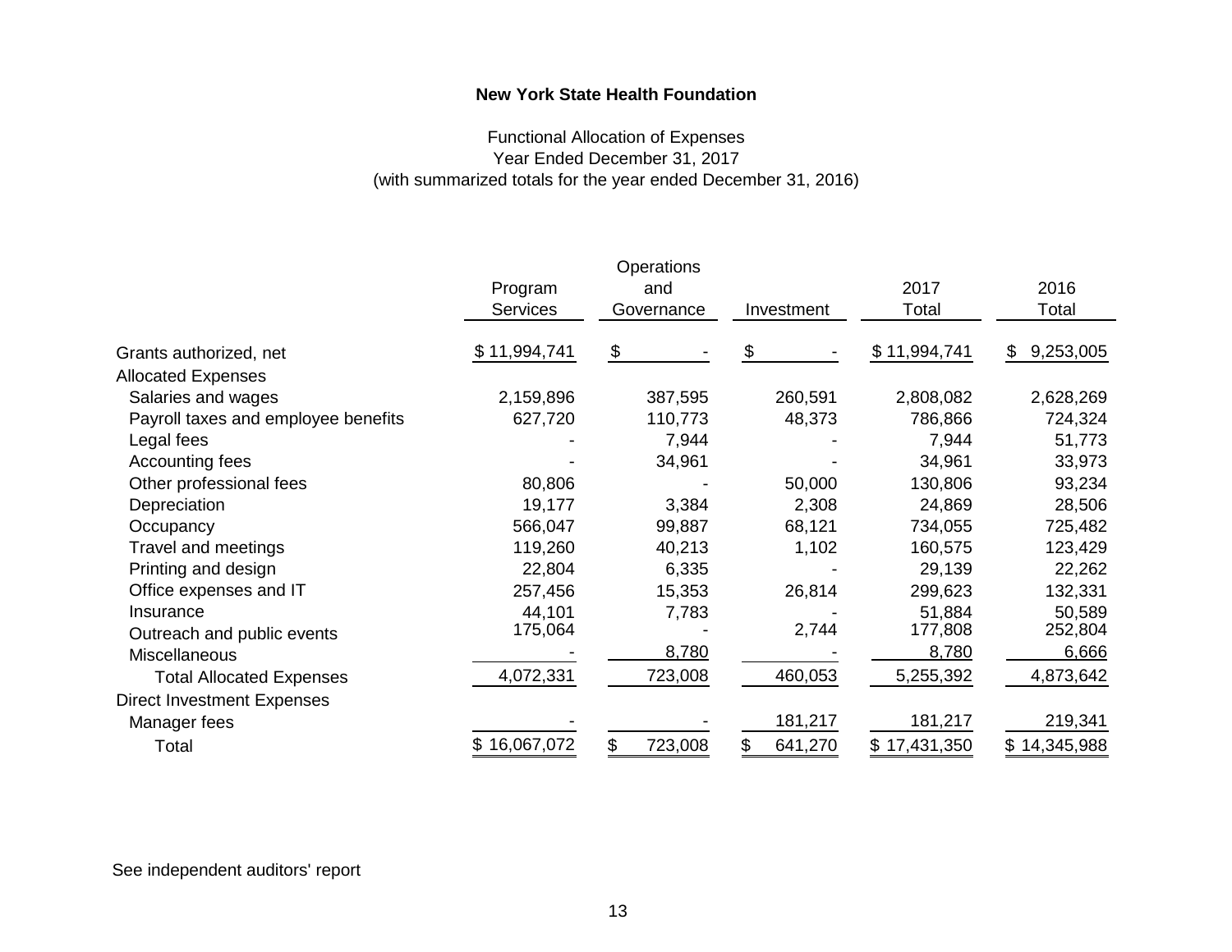**New York State Health Foundation**

Functional Allocation of Expenses
Year Ended December 31, 2017
(with summarized totals for the year ended December 31, 2016)

| | Program Services | Operations and Governance | Investment | 2017 Total | 2016 Total |
|---|---|---|---|---|---|
| Grants authorized, net | $ 11,994,741 | $ - | $ - | $ 11,994,741 | $ 9,253,005 |
| Allocated Expenses | | | | | |
| Salaries and wages | 2,159,896 | 387,595 | 260,591 | 2,808,082 | 2,628,269 |
| Payroll taxes and employee benefits | 627,720 | 110,773 | 48,373 | 786,866 | 724,324 |
| Legal fees | - | 7,944 | - | 7,944 | 51,773 |
| Accounting fees | - | 34,961 | - | 34,961 | 33,973 |
| Other professional fees | 80,806 | - | 50,000 | 130,806 | 93,234 |
| Depreciation | 19,177 | 3,384 | 2,308 | 24,869 | 28,506 |
| Occupancy | 566,047 | 99,887 | 68,121 | 734,055 | 725,482 |
| Travel and meetings | 119,260 | 40,213 | 1,102 | 160,575 | 123,429 |
| Printing and design | 22,804 | 6,335 | - | 29,139 | 22,262 |
| Office expenses and IT | 257,456 | 15,353 | 26,814 | 299,623 | 132,331 |
| Insurance | 44,101 | 7,783 | - | 51,884 | 50,589 |
| Outreach and public events | 175,064 | - | 2,744 | 177,808 | 252,804 |
| Miscellaneous | - | 8,780 | - | 8,780 | 6,666 |
| Total Allocated Expenses | 4,072,331 | 723,008 | 460,053 | 5,255,392 | 4,873,642 |
| Direct Investment Expenses | | | | | |
| Manager fees | - | - | 181,217 | 181,217 | 219,341 |
| Total | $ 16,067,072 | $ 723,008 | $ 641,270 | $ 17,431,350 | $ 14,345,988 |

See independent auditors' report